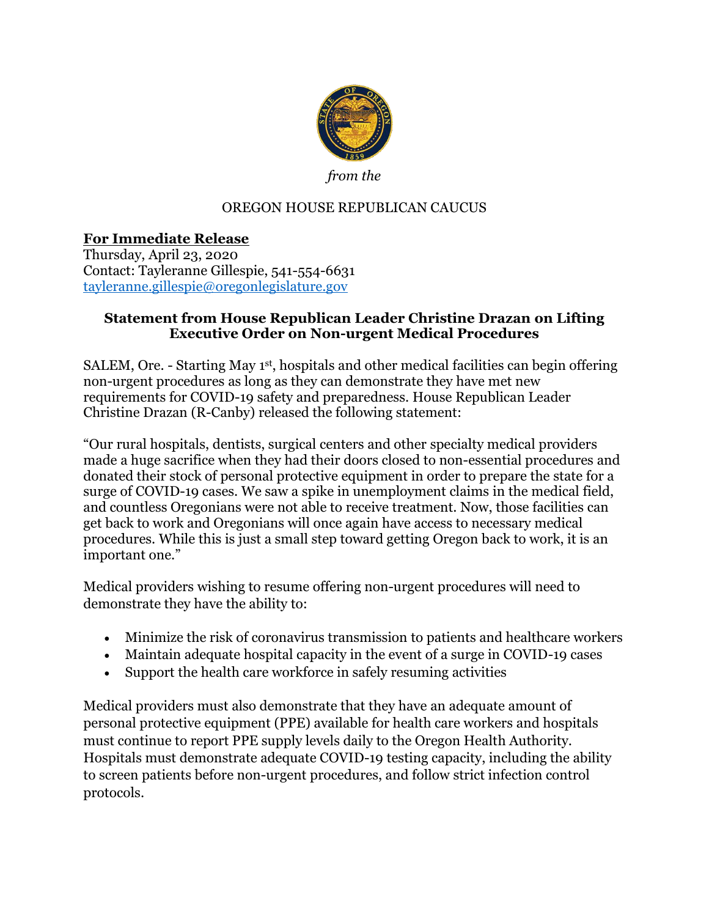*from the*

OREGON HOUSE REPUBLICAN CAUCUS

**For Immediate Release**
Thursday, April 23, 2020
Contact: Tayleranne Gillespie, 541-554-6631
tayleranne.gillespie@oregonlegislature.gov

**Statement from House Republican Leader Christine Drazan on Lifting Executive Order on Non-urgent Medical Procedures**

SALEM, Ore. - Starting May 1st, hospitals and other medical facilities can begin offering non-urgent procedures as long as they can demonstrate they have met new requirements for COVID-19 safety and preparedness. House Republican Leader Christine Drazan (R-Canby) released the following statement:

"Our rural hospitals, dentists, surgical centers and other specialty medical providers made a huge sacrifice when they had their doors closed to non-essential procedures and donated their stock of personal protective equipment in order to prepare the state for a surge of COVID-19 cases. We saw a spike in unemployment claims in the medical field, and countless Oregonians were not able to receive treatment. Now, those facilities can get back to work and Oregonians will once again have access to necessary medical procedures. While this is just a small step toward getting Oregon back to work, it is an important one."

Medical providers wishing to resume offering non-urgent procedures will need to demonstrate they have the ability to:

- Minimize the risk of coronavirus transmission to patients and healthcare workers
- Maintain adequate hospital capacity in the event of a surge in COVID-19 cases
- Support the health care workforce in safely resuming activities

Medical providers must also demonstrate that they have an adequate amount of personal protective equipment (PPE) available for health care workers and hospitals must continue to report PPE supply levels daily to the Oregon Health Authority. Hospitals must demonstrate adequate COVID-19 testing capacity, including the ability to screen patients before non-urgent procedures, and follow strict infection control protocols.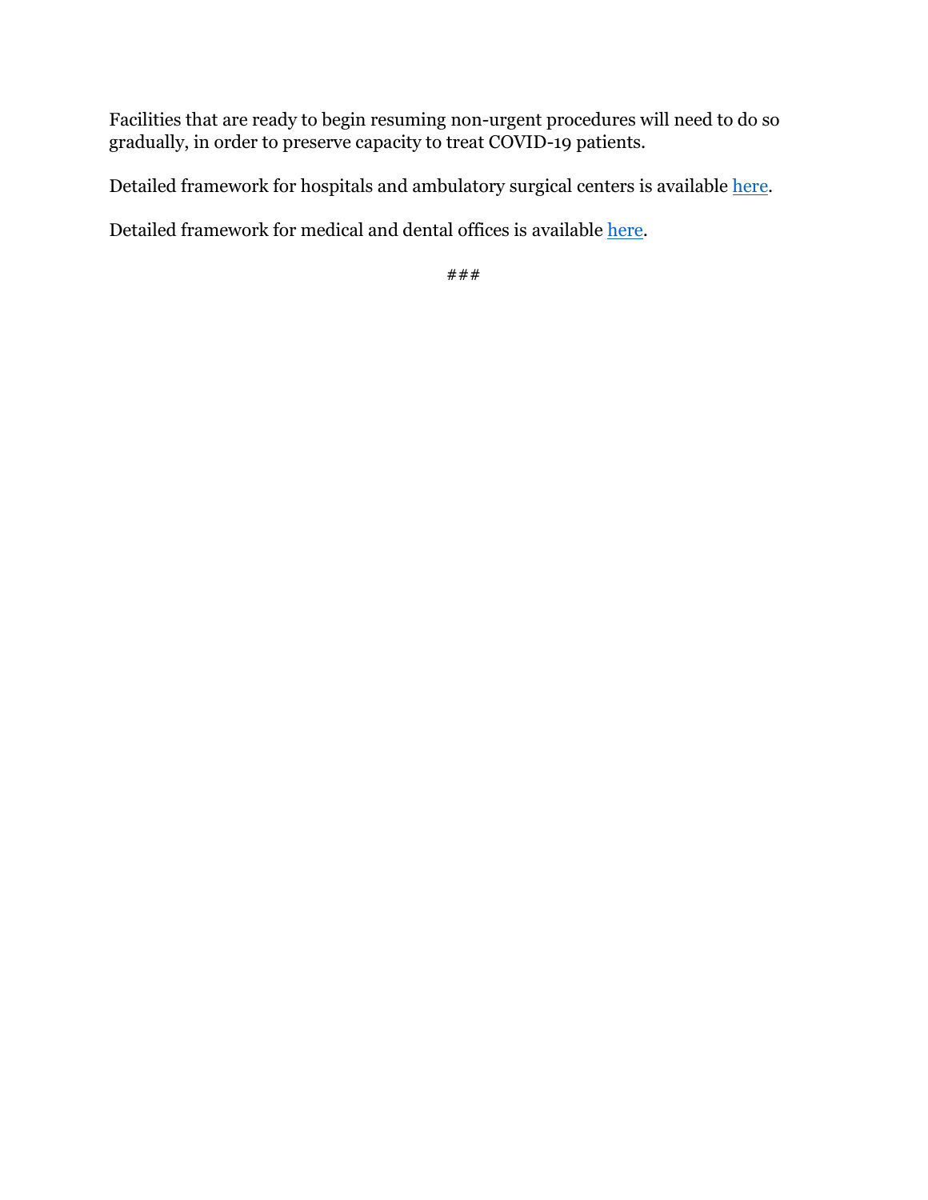Facilities that are ready to begin resuming non-urgent procedures will need to do so gradually, in order to preserve capacity to treat COVID-19 patients.

Detailed framework for hospitals and ambulatory surgical centers is available here.

Detailed framework for medical and dental offices is available here.

###